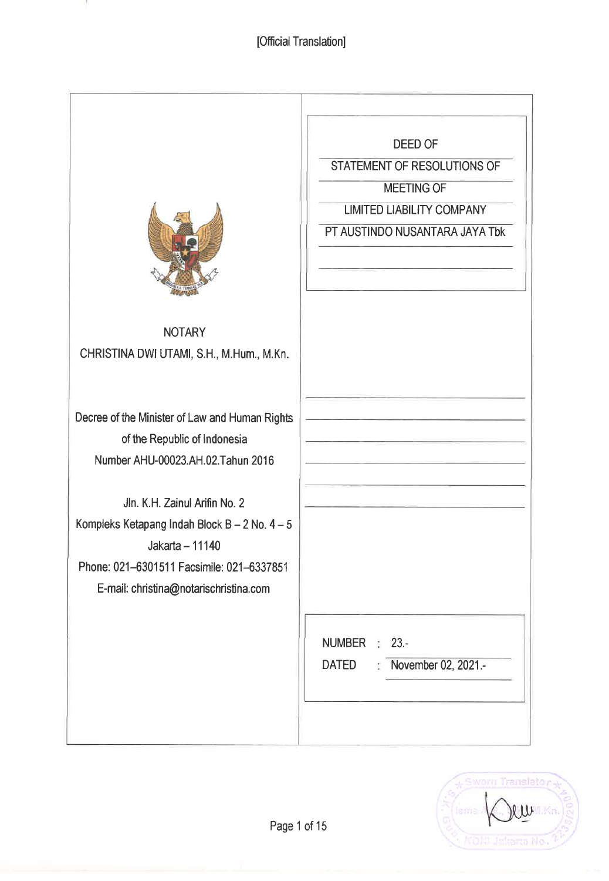[Official Translation]

# DEED OF STATEMENT OF RESOLUTIONS OF MEETING OF LIMITED LIABILITY COMPANY PT AUSTINDO NUSANTARA JAYA Tbk

NOTARY

CHRISTINA DWI UTAMI, S.H., M.Hum., M.Kn.

Decree of the Minister of Law and Human Rights of the Republic of Indonesia Number AHU-00023.AH.02.Tahun 2016

Jln. K.H. Zainul Arifin No. 2
Kompleks Ketapang Indah Block B – 2 No. 4 – 5
Jakarta – 11140
Phone: 021–6301511 Facsimile: 021–6337851
E-mail: christina@notarischristina.com

NUMBER : 23.-
DATED : November 02, 2021.-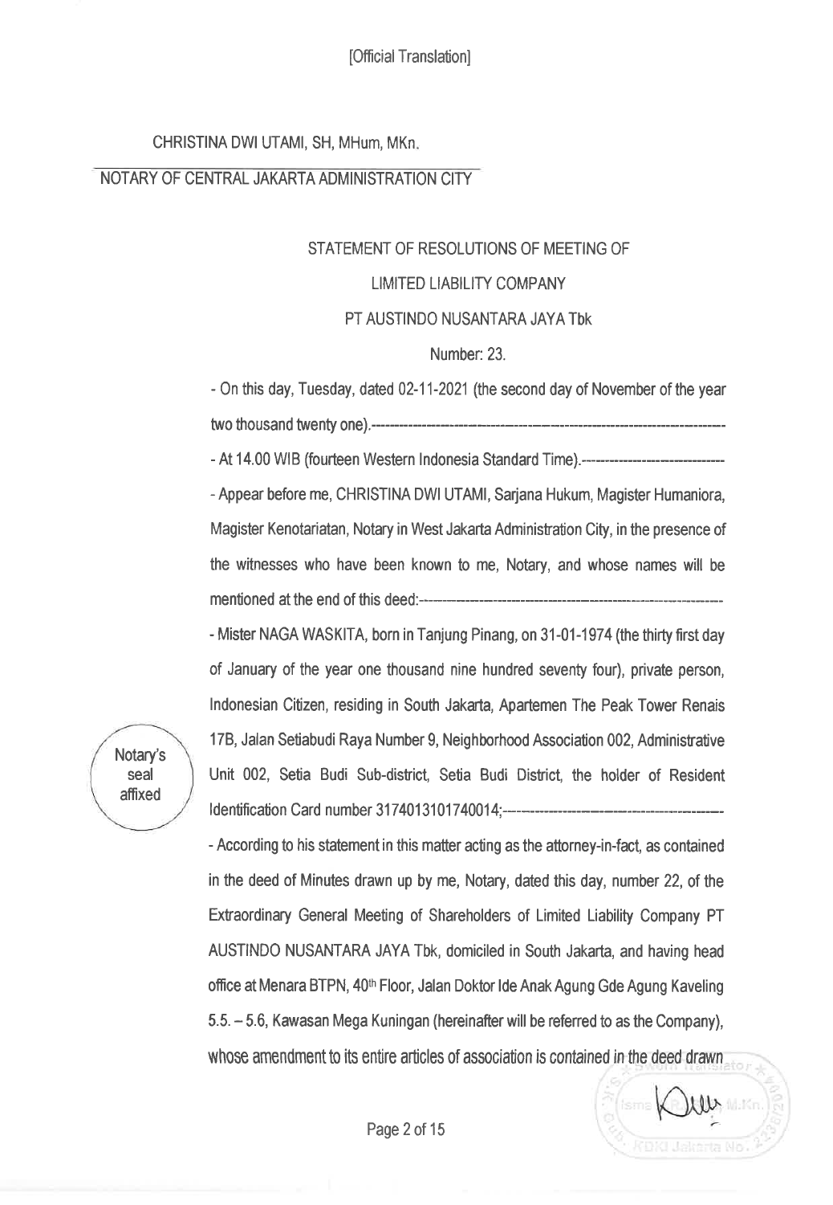[Official Translation]

CHRISTINA DWI UTAMI, SH, MHum, MKn.

NOTARY OF CENTRAL JAKARTA ADMINISTRATION CITY

STATEMENT OF RESOLUTIONS OF MEETING OF

LIMITED LIABILITY COMPANY

PT AUSTINDO NUSANTARA JAYA Tbk

Number: 23.

- On this day, Tuesday, dated 02-11-2021 (the second day of November of the year two thousand twenty one).---------------------------------------------------------------------------

- At 14.00 WIB (fourteen Western Indonesia Standard Time).------------------------------

- Appear before me, CHRISTINA DWI UTAMI, Sarjana Hukum, Magister Humaniora, Magister Kenotariatan, Notary in West Jakarta Administration City, in the presence of the witnesses who have been known to me, Notary, and whose names will be mentioned at the end of this deed:-----------------------------------------------------------------

Notary's seal affixed

- Mister NAGA WASKITA, born in Tanjung Pinang, on 31-01-1974 (the thirty first day of January of the year one thousand nine hundred seventy four), private person, Indonesian Citizen, residing in South Jakarta, Apartemen The Peak Tower Renais 17B, Jalan Setiabudi Raya Number 9, Neighborhood Association 002, Administrative Unit 002, Setia Budi Sub-district, Setia Budi District, the holder of Resident Identification Card number 3174013101740014;-------------------------------------------

- According to his statement in this matter acting as the attorney-in-fact, as contained in the deed of Minutes drawn up by me, Notary, dated this day, number 22, of the Extraordinary General Meeting of Shareholders of Limited Liability Company PT AUSTINDO NUSANTARA JAYA Tbk, domiciled in South Jakarta, and having head office at Menara BTPN, 40th Floor, Jalan Doktor Ide Anak Agung Gde Agung Kaveling 5.5. – 5.6, Kawasan Mega Kuningan (hereinafter will be referred to as the Company), whose amendment to its entire articles of association is contained in the deed drawn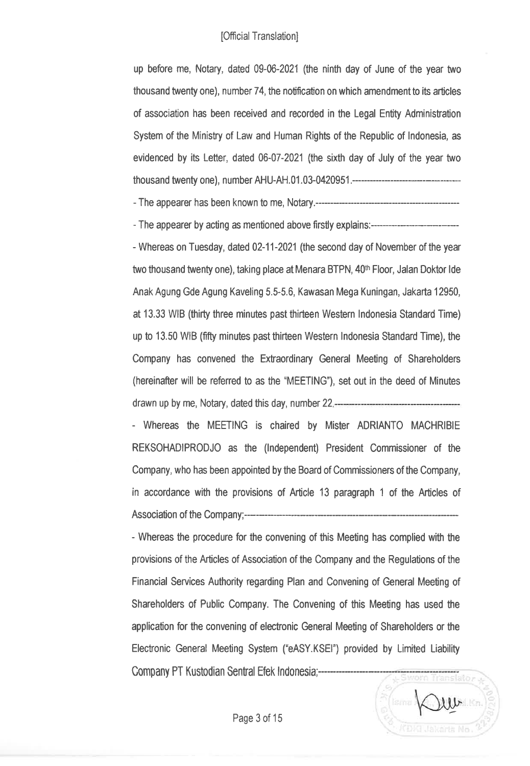[Official Translation]

up before me, Notary, dated 09-06-2021 (the ninth day of June of the year two thousand twenty one), number 74, the notification on which amendment to its articles of association has been received and recorded in the Legal Entity Administration System of the Ministry of Law and Human Rights of the Republic of Indonesia, as evidenced by its Letter, dated 06-07-2021 (the sixth day of July of the year two thousand twenty one), number AHU-AH.01.03-0420951.-----------------------------------

- The appearer has been known to me, Notary.-----------------------------------------------

- The appearer by acting as mentioned above firstly explains:----------------------------

- Whereas on Tuesday, dated 02-11-2021 (the second day of November of the year two thousand twenty one), taking place at Menara BTPN, 40th Floor, Jalan Doktor Ide Anak Agung Gde Agung Kaveling 5.5-5.6, Kawasan Mega Kuningan, Jakarta 12950, at 13.33 WIB (thirty three minutes past thirteen Western Indonesia Standard Time) up to 13.50 WIB (fifty minutes past thirteen Western Indonesia Standard Time), the Company has convened the Extraordinary General Meeting of Shareholders (hereinafter will be referred to as the "MEETING"), set out in the deed of Minutes drawn up by me, Notary, dated this day, number 22.------------------------------------------

- Whereas the MEETING is chaired by Mister ADRIANTO MACHRIBIE REKSOHADIPRODJO as the (Independent) President Commissioner of the Company, who has been appointed by the Board of Commissioners of the Company, in accordance with the provisions of Article 13 paragraph 1 of the Articles of Association of the Company;------------------------------------------------------------------------

- Whereas the procedure for the convening of this Meeting has complied with the provisions of the Articles of Association of the Company and the Regulations of the Financial Services Authority regarding Plan and Convening of General Meeting of Shareholders of Public Company. The Convening of this Meeting has used the application for the convening of electronic General Meeting of Shareholders or the Electronic General Meeting System ("eASY.KSEI") provided by Limited Liability Company PT Kustodian Sentral Efek Indonesia;-------------------------------------------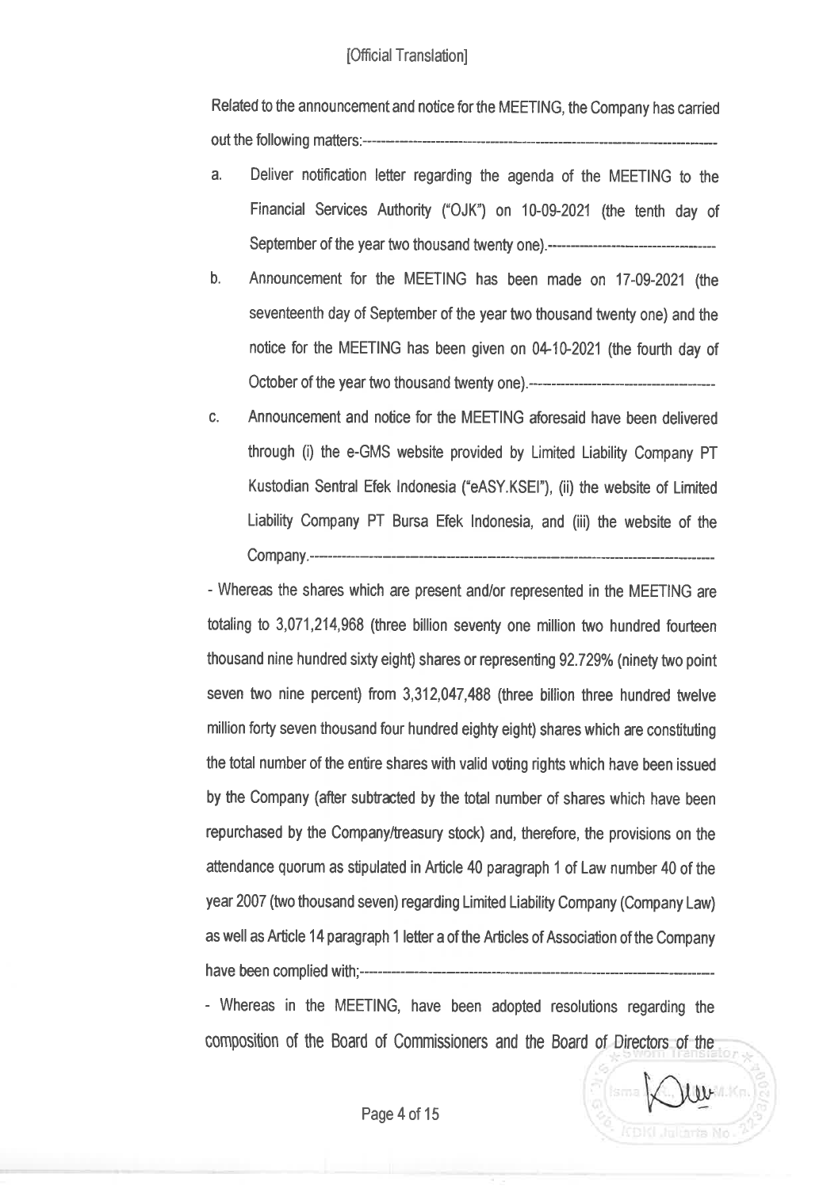[Official Translation]

Related to the announcement and notice for the MEETING, the Company has carried out the following matters:-----------------------------------------------------------------------------

a. Deliver notification letter regarding the agenda of the MEETING to the Financial Services Authority ("OJK") on 10-09-2021 (the tenth day of September of the year two thousand twenty one).-----------------------------------

b. Announcement for the MEETING has been made on 17-09-2021 (the seventeenth day of September of the year two thousand twenty one) and the notice for the MEETING has been given on 04-10-2021 (the fourth day of October of the year two thousand twenty one).--------------------------------------

c. Announcement and notice for the MEETING aforesaid have been delivered through (i) the e-GMS website provided by Limited Liability Company PT Kustodian Sentral Efek Indonesia ("eASY.KSEI"), (ii) the website of Limited Liability Company PT Bursa Efek Indonesia, and (iii) the website of the Company.------------------------------------------------------------------------------------

- Whereas the shares which are present and/or represented in the MEETING are totaling to 3,071,214,968 (three billion seventy one million two hundred fourteen thousand nine hundred sixty eight) shares or representing 92.729% (ninety two point seven two nine percent) from 3,312,047,488 (three billion three hundred twelve million forty seven thousand four hundred eighty eight) shares which are constituting the total number of the entire shares with valid voting rights which have been issued by the Company (after subtracted by the total number of shares which have been repurchased by the Company/treasury stock) and, therefore, the provisions on the attendance quorum as stipulated in Article 40 paragraph 1 of Law number 40 of the year 2007 (two thousand seven) regarding Limited Liability Company (Company Law) as well as Article 14 paragraph 1 letter a of the Articles of Association of the Company have been complied with;---------------------------------------------------------------------------

- Whereas in the MEETING, have been adopted resolutions regarding the composition of the Board of Commissioners and the Board of Directors of the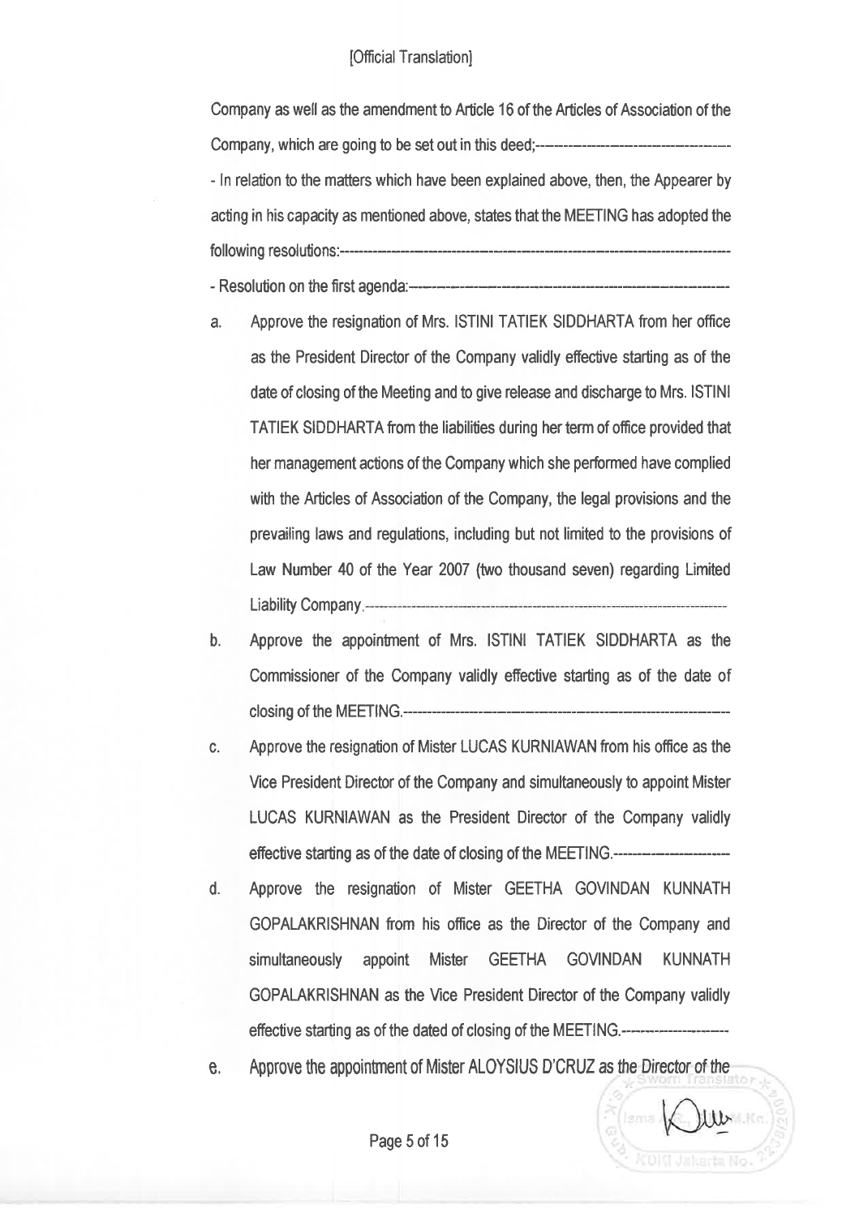[Official Translation]

Company as well as the amendment to Article 16 of the Articles of Association of the Company, which are going to be set out in this deed;---------------------------------------

- In relation to the matters which have been explained above, then, the Appearer by acting in his capacity as mentioned above, states that the MEETING has adopted the following resolutions:---------------------------------------------------------------------------------

- Resolution on the first agenda:-----------------------------------------------------------------

a. Approve the resignation of Mrs. ISTINI TATIEK SIDDHARTA from her office as the President Director of the Company validly effective starting as of the date of closing of the Meeting and to give release and discharge to Mrs. ISTINI TATIEK SIDDHARTA from the liabilities during her term of office provided that her management actions of the Company which she performed have complied with the Articles of Association of the Company, the legal provisions and the prevailing laws and regulations, including but not limited to the provisions of Law Number 40 of the Year 2007 (two thousand seven) regarding Limited Liability Company.---------------------------------------------------------------------------

b. Approve the appointment of Mrs. ISTINI TATIEK SIDDHARTA as the Commissioner of the Company validly effective starting as of the date of closing of the MEETING.----------------------------------------------------------------------

c. Approve the resignation of Mister LUCAS KURNIAWAN from his office as the Vice President Director of the Company and simultaneously to appoint Mister LUCAS KURNIAWAN as the President Director of the Company validly effective starting as of the date of closing of the MEETING.-----------------------

d. Approve the resignation of Mister GEETHA GOVINDAN KUNNATH GOPALAKRISHNAN from his office as the Director of the Company and simultaneously appoint Mister GEETHA GOVINDAN KUNNATH GOPALAKRISHNAN as the Vice President Director of the Company validly effective starting as of the dated of closing of the MEETING.---------------------

e. Approve the appointment of Mister ALOYSIUS D'CRUZ as the Director of the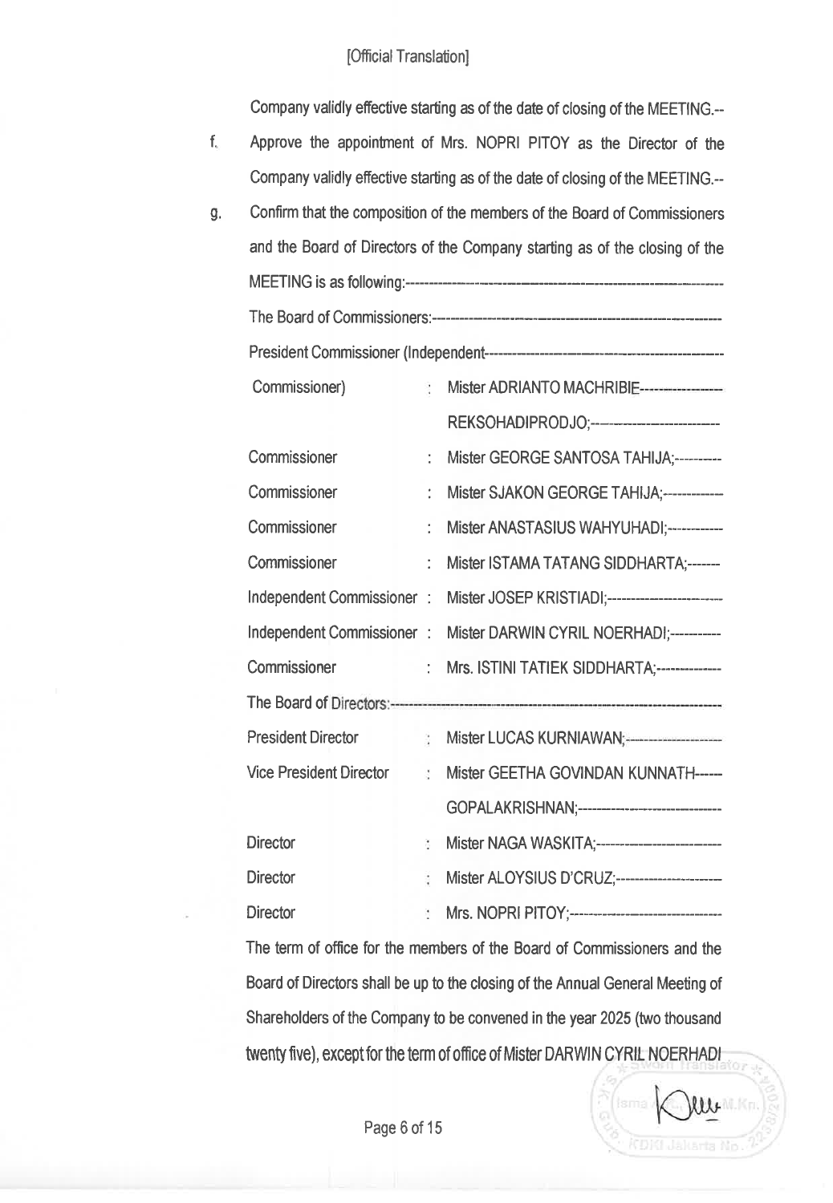Company validly effective starting as of the date of closing of the MEETING.--

f. Approve the appointment of Mrs. NOPRI PITOY as the Director of the Company validly effective starting as of the date of closing of the MEETING.--

g. Confirm that the composition of the members of the Board of Commissioners and the Board of Directors of the Company starting as of the closing of the MEETING is as following:------------------------------------------------------------

The Board of Commissioners:------------------------------------------------------

| | | |
|---|---|---|
| President Commissioner (Independent Commissioner) | : | Mister ADRIANTO MACHRIBIE REKSOHADIPRODJO;------------------------- |
| Commissioner | : | Mister GEORGE SANTOSA TAHIJA;---------- |
| Commissioner | : | Mister SJAKON GEORGE TAHIJA;------------ |
| Commissioner | : | Mister ANASTASIUS WAHYUHADI;------------ |
| Commissioner | : | Mister ISTAMA TATANG SIDDHARTA;------- |
| Independent Commissioner | : | Mister JOSEP KRISTIADI;------------------------ |
| Independent Commissioner | : | Mister DARWIN CYRIL NOERHADI;----------- |
| Commissioner | : | Mrs. ISTINI TATIEK SIDDHARTA;------------- |

The Board of Directors:----------------------------------------------------------------

| | | |
|---|---|---|
| President Director | : | Mister LUCAS KURNIAWAN;-------------------- |
| Vice President Director | : | Mister GEETHA GOVINDAN KUNNATH GOPALAKRISHNAN;------------------------------ |
| Director | : | Mister NAGA WASKITA;-------------------------- |
| Director | : | Mister ALOYSIUS D'CRUZ;---------------------- |
| Director | : | Mrs. NOPRI PITOY;-------------------------------- |

The term of office for the members of the Board of Commissioners and the Board of Directors shall be up to the closing of the Annual General Meeting of Shareholders of the Company to be convened in the year 2025 (two thousand twenty five), except for the term of office of Mister DARWIN CYRIL NOERHADI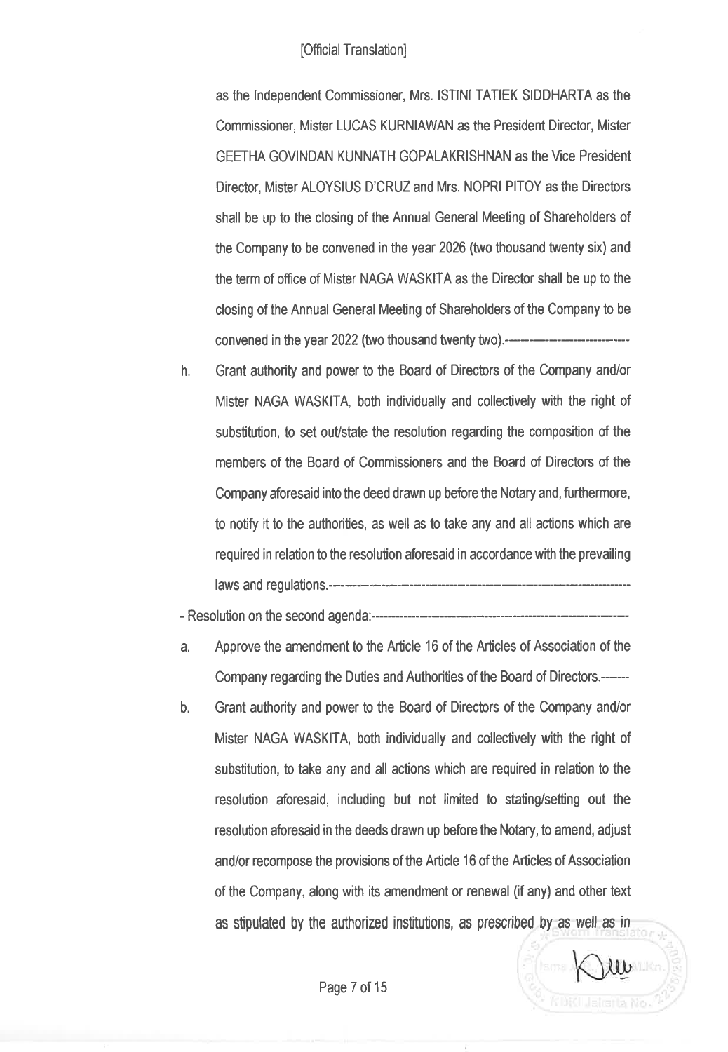[Official Translation]

as the Independent Commissioner, Mrs. ISTINI TATIEK SIDDHARTA as the Commissioner, Mister LUCAS KURNIAWAN as the President Director, Mister GEETHA GOVINDAN KUNNATH GOPALAKRISHNAN as the Vice President Director, Mister ALOYSIUS D'CRUZ and Mrs. NOPRI PITOY as the Directors shall be up to the closing of the Annual General Meeting of Shareholders of the Company to be convened in the year 2026 (two thousand twenty six) and the term of office of Mister NAGA WASKITA as the Director shall be up to the closing of the Annual General Meeting of Shareholders of the Company to be convened in the year 2022 (two thousand twenty two).-----------------------------

h. Grant authority and power to the Board of Directors of the Company and/or Mister NAGA WASKITA, both individually and collectively with the right of substitution, to set out/state the resolution regarding the composition of the members of the Board of Commissioners and the Board of Directors of the Company aforesaid into the deed drawn up before the Notary and, furthermore, to notify it to the authorities, as well as to take any and all actions which are required in relation to the resolution aforesaid in accordance with the prevailing laws and regulations.------------------------------------------------------------------------

- Resolution on the second agenda:--------------------------------------------------------------

a. Approve the amendment to the Article 16 of the Articles of Association of the Company regarding the Duties and Authorities of the Board of Directors.------

b. Grant authority and power to the Board of Directors of the Company and/or Mister NAGA WASKITA, both individually and collectively with the right of substitution, to take any and all actions which are required in relation to the resolution aforesaid, including but not limited to stating/setting out the resolution aforesaid in the deeds drawn up before the Notary, to amend, adjust and/or recompose the provisions of the Article 16 of the Articles of Association of the Company, along with its amendment or renewal (if any) and other text as stipulated by the authorized institutions, as prescribed by as well as in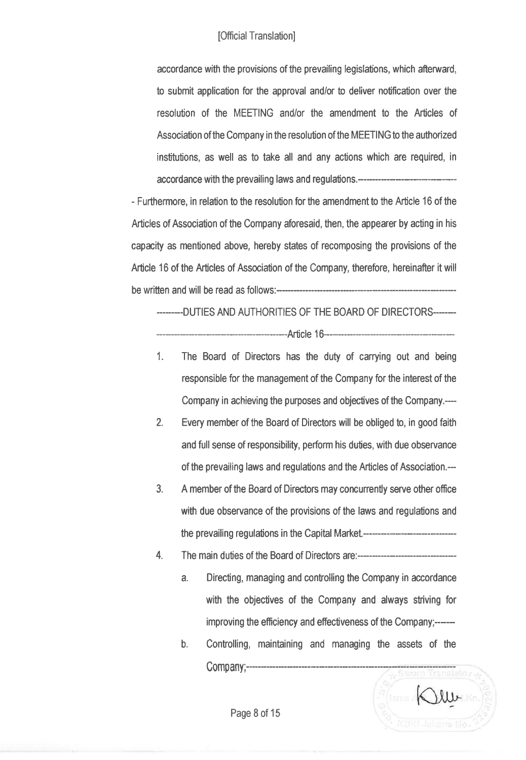accordance with the provisions of the prevailing legislations, which afterward, to submit application for the approval and/or to deliver notification over the resolution of the MEETING and/or the amendment to the Articles of Association of the Company in the resolution of the MEETING to the authorized institutions, as well as to take all and any actions which are required, in accordance with the prevailing laws and regulations.---------------------------------

- Furthermore, in relation to the resolution for the amendment to the Article 16 of the Articles of Association of the Company aforesaid, then, the appearer by acting in his capacity as mentioned above, hereby states of recomposing the provisions of the Article 16 of the Articles of Association of the Company, therefore, hereinafter it will be written and will be read as follows:----------------------------------------------------------

--------DUTIES AND AUTHORITIES OF THE BOARD OF DIRECTORS-------

----------------------------------------Article 16----------------------------------------

1. The Board of Directors has the duty of carrying out and being responsible for the management of the Company for the interest of the Company in achieving the purposes and objectives of the Company.----
2. Every member of the Board of Directors will be obliged to, in good faith and full sense of responsibility, perform his duties, with due observance of the prevailing laws and regulations and the Articles of Association.---
3. A member of the Board of Directors may concurrently serve other office with due observance of the provisions of the laws and regulations and the prevailing regulations in the Capital Market.------------------------------
4. The main duties of the Board of Directors are:-------------------------------
   a. Directing, managing and controlling the Company in accordance with the objectives of the Company and always striving for improving the efficiency and effectiveness of the Company;------
   b. Controlling, maintaining and managing the assets of the Company;----------------------------------------------------------------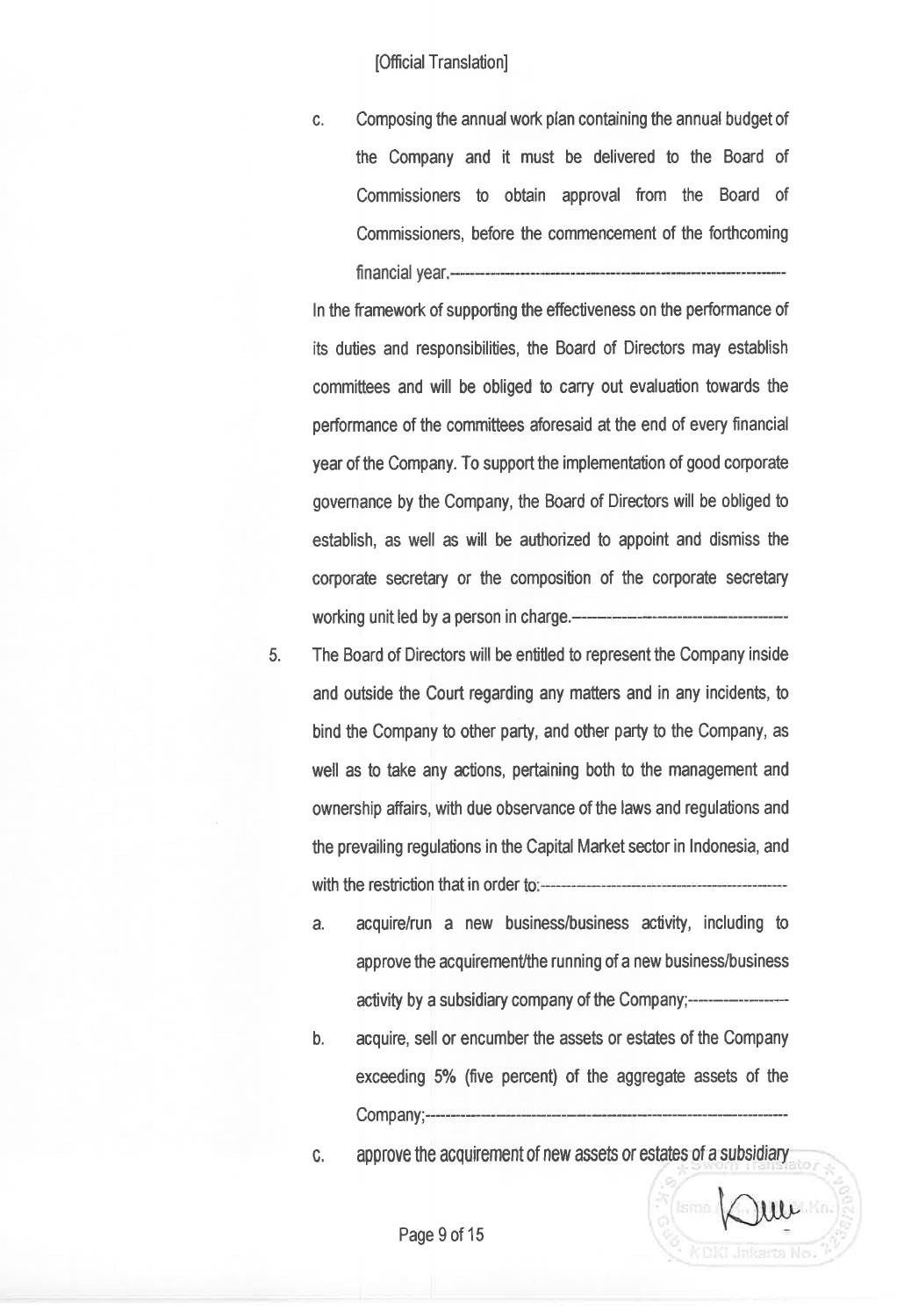[Official Translation]

c. Composing the annual work plan containing the annual budget of the Company and it must be delivered to the Board of Commissioners to obtain approval from the Board of Commissioners, before the commencement of the forthcoming financial year.-----------------------------------------------------------------

In the framework of supporting the effectiveness on the performance of its duties and responsibilities, the Board of Directors may establish committees and will be obliged to carry out evaluation towards the performance of the committees aforesaid at the end of every financial year of the Company. To support the implementation of good corporate governance by the Company, the Board of Directors will be obliged to establish, as well as will be authorized to appoint and dismiss the corporate secretary or the composition of the corporate secretary working unit led by a person in charge.-------------------------------------

5. The Board of Directors will be entitled to represent the Company inside and outside the Court regarding any matters and in any incidents, to bind the Company to other party, and other party to the Company, as well as to take any actions, pertaining both to the management and ownership affairs, with due observance of the laws and regulations and the prevailing regulations in the Capital Market sector in Indonesia, and with the restriction that in order to:---------------------------------------------

   a. acquire/run a new business/business activity, including to approve the acquirement/the running of a new business/business activity by a subsidiary company of the Company;------------------

   b. acquire, sell or encumber the assets or estates of the Company exceeding 5% (five percent) of the aggregate assets of the Company;--------------------------------------------------------------------

   c. approve the acquirement of new assets or estates of a subsidiary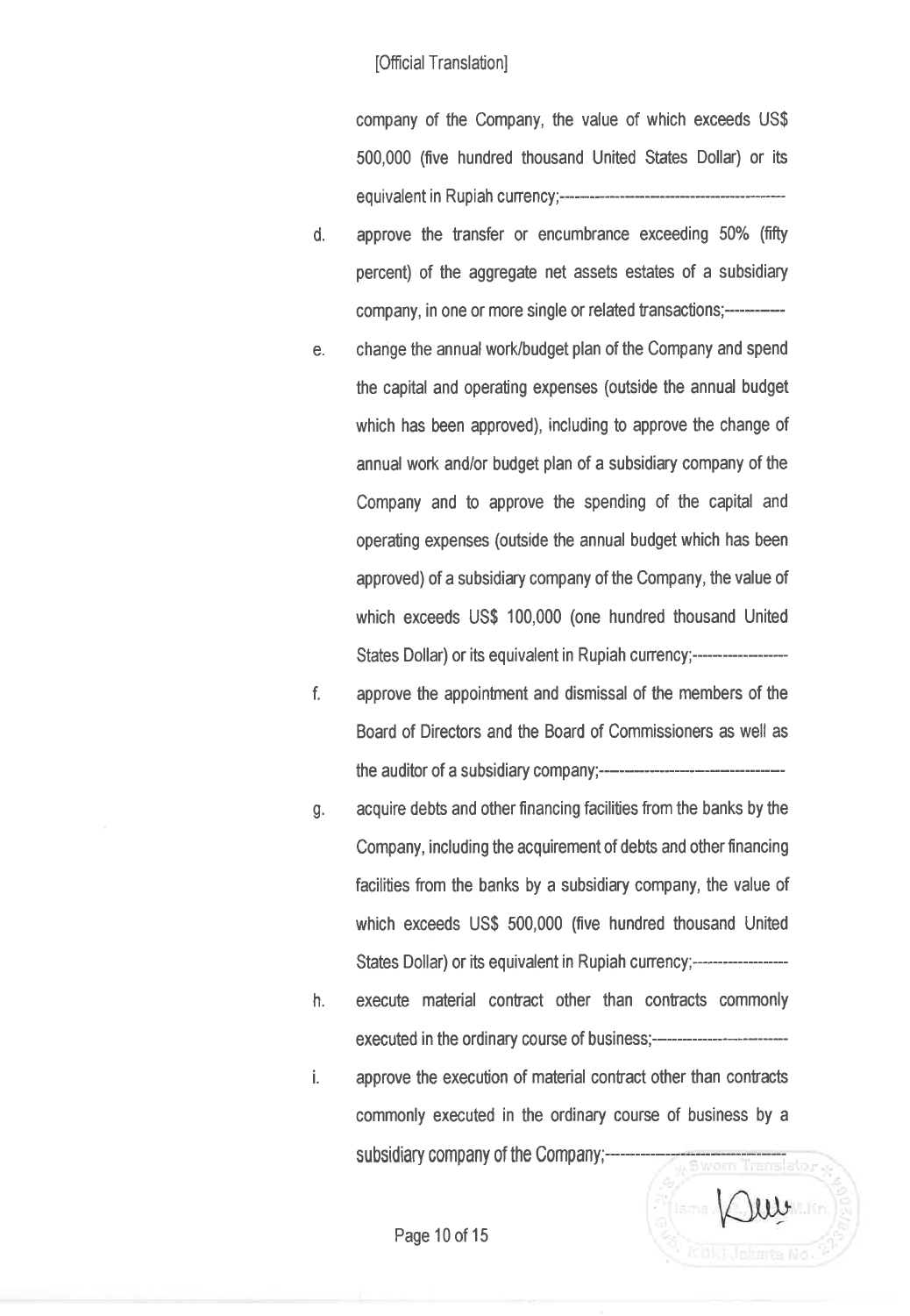[Official Translation]

company of the Company, the value of which exceeds US$ 500,000 (five hundred thousand United States Dollar) or its equivalent in Rupiah currency;-----------------------------------------

d. approve the transfer or encumbrance exceeding 50% (fifty percent) of the aggregate net assets estates of a subsidiary company, in one or more single or related transactions;-----------

e. change the annual work/budget plan of the Company and spend the capital and operating expenses (outside the annual budget which has been approved), including to approve the change of annual work and/or budget plan of a subsidiary company of the Company and to approve the spending of the capital and operating expenses (outside the annual budget which has been approved) of a subsidiary company of the Company, the value of which exceeds US$ 100,000 (one hundred thousand United States Dollar) or its equivalent in Rupiah currency;-----------------

f. approve the appointment and dismissal of the members of the Board of Directors and the Board of Commissioners as well as the auditor of a subsidiary company;----------------------------------

g. acquire debts and other financing facilities from the banks by the Company, including the acquirement of debts and other financing facilities from the banks by a subsidiary company, the value of which exceeds US$ 500,000 (five hundred thousand United States Dollar) or its equivalent in Rupiah currency;-----------------

h. execute material contract other than contracts commonly executed in the ordinary course of business;--------------------------

i. approve the execution of material contract other than contracts commonly executed in the ordinary course of business by a subsidiary company of the Company;--------------------------------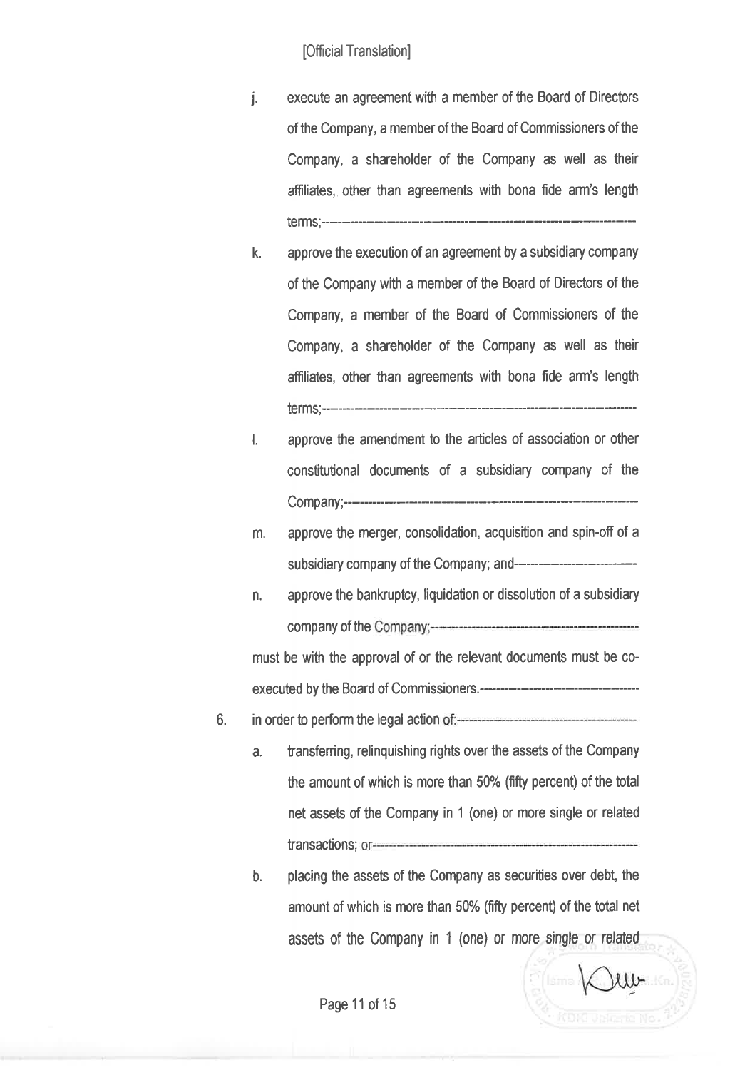[Official Translation]

j. execute an agreement with a member of the Board of Directors of the Company, a member of the Board of Commissioners of the Company, a shareholder of the Company as well as their affiliates, other than agreements with bona fide arm's length terms;----------------------------------------------------------------------

k. approve the execution of an agreement by a subsidiary company of the Company with a member of the Board of Directors of the Company, a member of the Board of Commissioners of the Company, a shareholder of the Company as well as their affiliates, other than agreements with bona fide arm's length terms;----------------------------------------------------------------------

l. approve the amendment to the articles of association or other constitutional documents of a subsidiary company of the Company;------------------------------------------------------------------

m. approve the merger, consolidation, acquisition and spin-off of a subsidiary company of the Company; and---------------------------

n. approve the bankruptcy, liquidation or dissolution of a subsidiary company of the Company;-----------------------------------------------

must be with the approval of or the relevant documents must be co-executed by the Board of Commissioners.-----------------------------------

6. in order to perform the legal action of:------------------------------------------

   a. transferring, relinquishing rights over the assets of the Company the amount of which is more than 50% (fifty percent) of the total net assets of the Company in 1 (one) or more single or related transactions; or----------------------------------------------------------------

   b. placing the assets of the Company as securities over debt, the amount of which is more than 50% (fifty percent) of the total net assets of the Company in 1 (one) or more single or related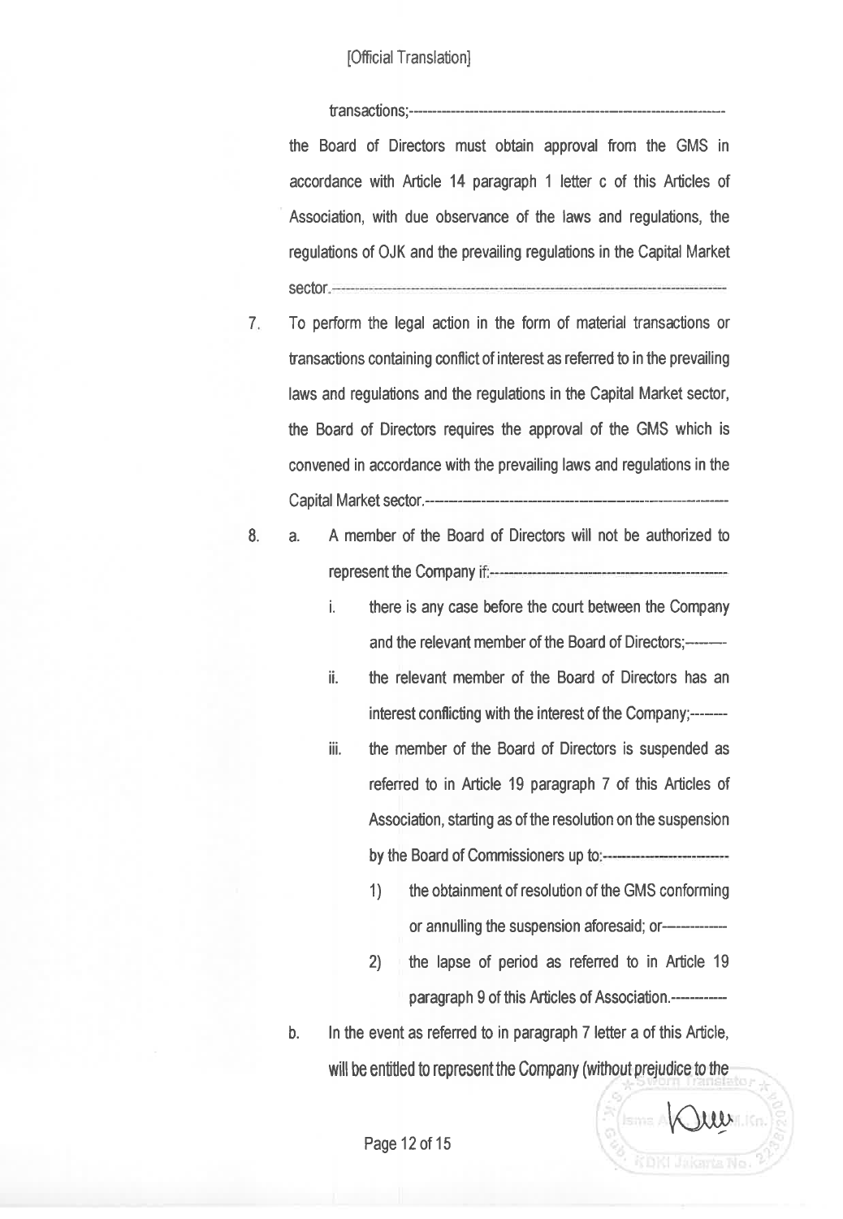[Official Translation]

transactions;---

the Board of Directors must obtain approval from the GMS in accordance with Article 14 paragraph 1 letter c of this Articles of Association, with due observance of the laws and regulations, the regulations of OJK and the prevailing regulations in the Capital Market sector.---

7. To perform the legal action in the form of material transactions or transactions containing conflict of interest as referred to in the prevailing laws and regulations and the regulations in the Capital Market sector, the Board of Directors requires the approval of the GMS which is convened in accordance with the prevailing laws and regulations in the Capital Market sector.---

8. a. A member of the Board of Directors will not be authorized to represent the Company if:---
   i. there is any case before the court between the Company and the relevant member of the Board of Directors;---
   ii. the relevant member of the Board of Directors has an interest conflicting with the interest of the Company;---
   iii. the member of the Board of Directors is suspended as referred to in Article 19 paragraph 7 of this Articles of Association, starting as of the resolution on the suspension by the Board of Commissioners up to:---
      1) the obtainment of resolution of the GMS conforming or annulling the suspension aforesaid; or---
      2) the lapse of period as referred to in Article 19 paragraph 9 of this Articles of Association.---

   b. In the event as referred to in paragraph 7 letter a of this Article, will be entitled to represent the Company (without prejudice to the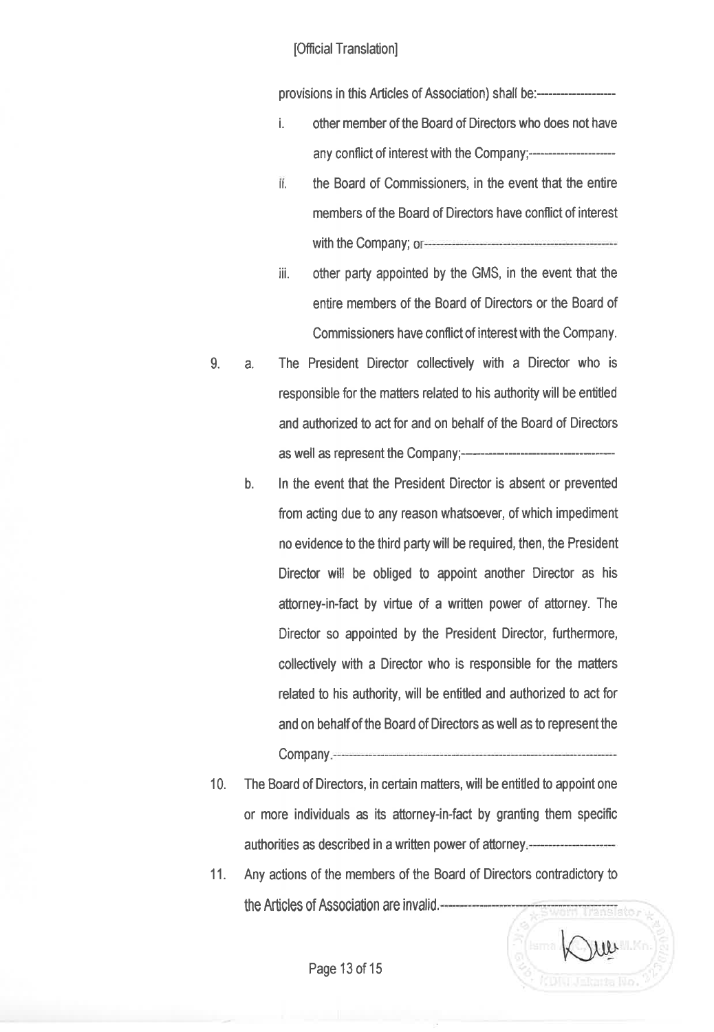[Official Translation]

provisions in this Articles of Association) shall be:-------------------

- i. other member of the Board of Directors who does not have any conflict of interest with the Company;---------------------
- ii. the Board of Commissioners, in the event that the entire members of the Board of Directors have conflict of interest with the Company; or-----------------------------------------------
- iii. other party appointed by the GMS, in the event that the entire members of the Board of Directors or the Board of Commissioners have conflict of interest with the Company.

9. a. The President Director collectively with a Director who is responsible for the matters related to his authority will be entitled and authorized to act for and on behalf of the Board of Directors as well as represent the Company;------------------------------------

   b. In the event that the President Director is absent or prevented from acting due to any reason whatsoever, of which impediment no evidence to the third party will be required, then, the President Director will be obliged to appoint another Director as his attorney-in-fact by virtue of a written power of attorney. The Director so appointed by the President Director, furthermore, collectively with a Director who is responsible for the matters related to his authority, will be entitled and authorized to act for and on behalf of the Board of Directors as well as to represent the Company.-----------------------------------------------------------------------

10. The Board of Directors, in certain matters, will be entitled to appoint one or more individuals as its attorney-in-fact by granting them specific authorities as described in a written power of attorney.---------------------

11. Any actions of the members of the Board of Directors contradictory to the Articles of Association are invalid.-------------------------------------------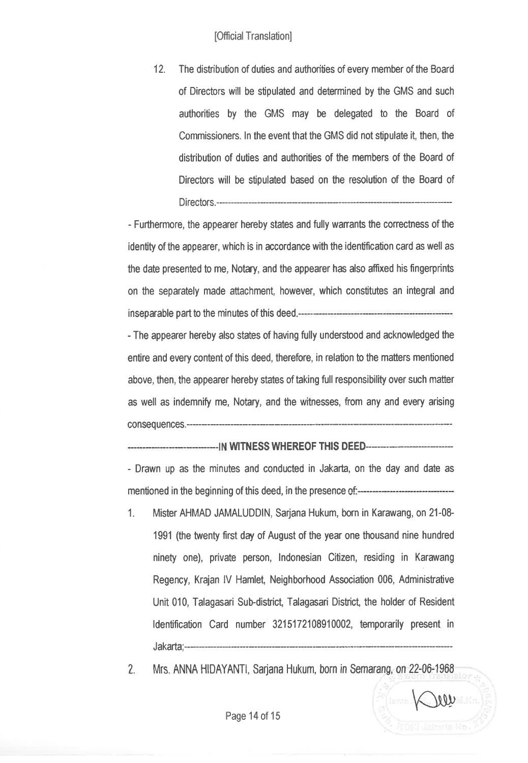[Official Translation]

12. The distribution of duties and authorities of every member of the Board of Directors will be stipulated and determined by the GMS and such authorities by the GMS may be delegated to the Board of Commissioners. In the event that the GMS did not stipulate it, then, the distribution of duties and authorities of the members of the Board of Directors will be stipulated based on the resolution of the Board of Directors.-----------------------------------------------------------------------------------

- Furthermore, the appearer hereby states and fully warrants the correctness of the identity of the appearer, which is in accordance with the identification card as well as the date presented to me, Notary, and the appearer has also affixed his fingerprints on the separately made attachment, however, which constitutes an integral and inseparable part to the minutes of this deed.-------------------------------------------------

- The appearer hereby also states of having fully understood and acknowledged the entire and every content of this deed, therefore, in relation to the matters mentioned above, then, the appearer hereby states of taking full responsibility over such matter as well as indemnify me, Notary, and the witnesses, from any and every arising consequences.-----------------------------------------------------------------------------------------

------------------------------**IN WITNESS WHEREOF THIS DEED**------------------------------

- Drawn up as the minutes and conducted in Jakarta, on the day and date as mentioned in the beginning of this deed, in the presence of:-------------------------------

1. Mister AHMAD JAMALUDDIN, Sarjana Hukum, born in Karawang, on 21-08-1991 (the twenty first day of August of the year one thousand nine hundred ninety one), private person, Indonesian Citizen, residing in Karawang Regency, Krajan IV Hamlet, Neighborhood Association 006, Administrative Unit 010, Talagasari Sub-district, Talagasari District, the holder of Resident Identification Card number 3215172108910002, temporarily present in Jakarta;------------------------------------------------------------------------------------------

2. Mrs. ANNA HIDAYANTI, Sarjana Hukum, born in Semarang, on 22-06-1968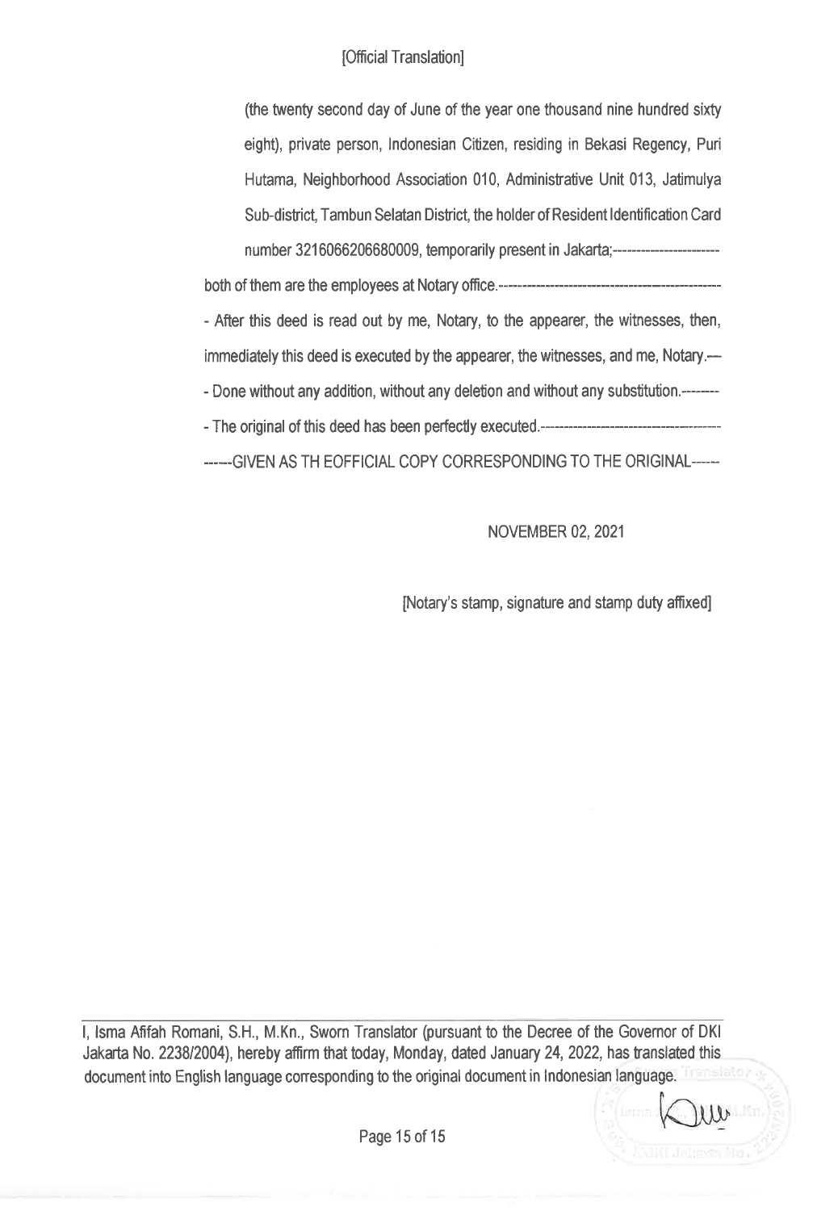[Official Translation]

(the twenty second day of June of the year one thousand nine hundred sixty eight), private person, Indonesian Citizen, residing in Bekasi Regency, Puri Hutama, Neighborhood Association 010, Administrative Unit 013, Jatimulya Sub-district, Tambun Selatan District, the holder of Resident Identification Card number 3216066206680009, temporarily present in Jakarta;----------------------

both of them are the employees at Notary office.----------------------------------------------

- After this deed is read out by me, Notary, to the appearer, the witnesses, then, immediately this deed is executed by the appearer, the witnesses, and me, Notary.—

- Done without any addition, without any deletion and without any substitution.--------

- The original of this deed has been perfectly executed.--------------------------------------

------GIVEN AS TH EOFFICIAL COPY CORRESPONDING TO THE ORIGINAL------

NOVEMBER 02, 2021

[Notary's stamp, signature and stamp duty affixed]

---

I, Isma Afifah Romani, S.H., M.Kn., Sworn Translator (pursuant to the Decree of the Governor of DKI Jakarta No. 2238/2004), hereby affirm that today, Monday, dated January 24, 2022, has translated this document into English language corresponding to the original document in Indonesian language.